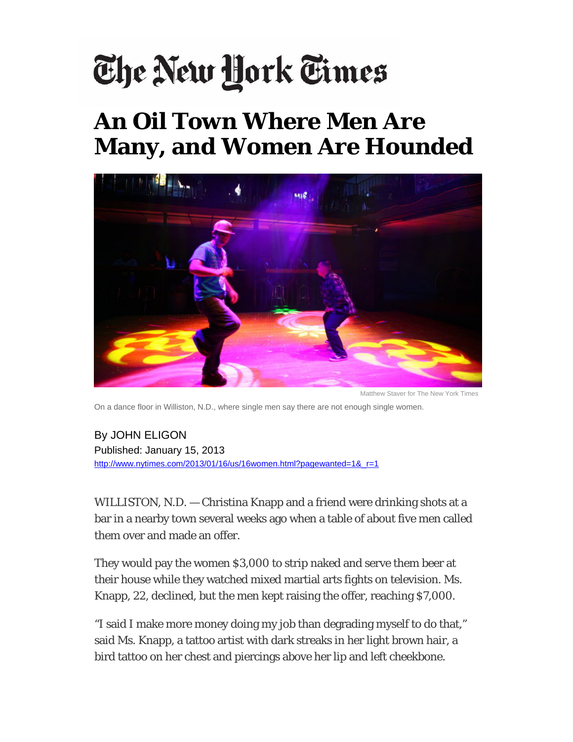The New York Times

# An Oil Town Where Men Are Many, and Women Are Hounded

Matthew Staver for The New York Times

On a dance floor in Williston, N.D., where single men say there are not enough single women.

By JOHN ELIGON
Published: January 15, 2013
http://www.nytimes.com/2013/01/16/us/16women.html?pagewanted=1&_r=1

WILLISTON, N.D. — Christina Knapp and a friend were drinking shots at a bar in a nearby town several weeks ago when a table of about five men called them over and made an offer.

They would pay the women $3,000 to strip naked and serve them beer at their house while they watched mixed martial arts fights on television. Ms. Knapp, 22, declined, but the men kept raising the offer, reaching $7,000.

"I said I make more money doing my job than degrading myself to do that," said Ms. Knapp, a tattoo artist with dark streaks in her light brown hair, a bird tattoo on her chest and piercings above her lip and left cheekbone.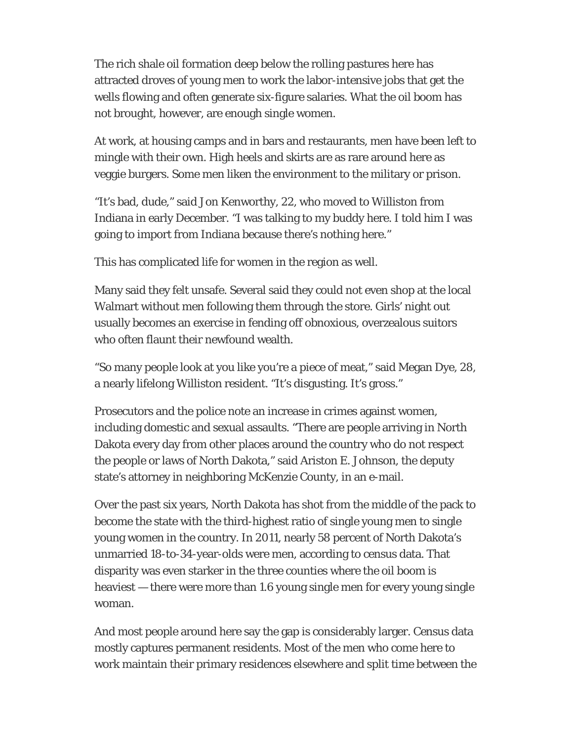The rich shale oil formation deep below the rolling pastures here has attracted droves of young men to work the labor-intensive jobs that get the wells flowing and often generate six-figure salaries. What the oil boom has not brought, however, are enough single women.

At work, at housing camps and in bars and restaurants, men have been left to mingle with their own. High heels and skirts are as rare around here as veggie burgers. Some men liken the environment to the military or prison.

"It's bad, dude," said Jon Kenworthy, 22, who moved to Williston from Indiana in early December. "I was talking to my buddy here. I told him I was going to import from Indiana because there's nothing here."

This has complicated life for women in the region as well.

Many said they felt unsafe. Several said they could not even shop at the local Walmart without men following them through the store. Girls' night out usually becomes an exercise in fending off obnoxious, overzealous suitors who often flaunt their newfound wealth.

"So many people look at you like you're a piece of meat," said Megan Dye, 28, a nearly lifelong Williston resident. "It's disgusting. It's gross."

Prosecutors and the police note an increase in crimes against women, including domestic and sexual assaults. "There are people arriving in North Dakota every day from other places around the country who do not respect the people or laws of North Dakota," said Ariston E. Johnson, the deputy state's attorney in neighboring McKenzie County, in an e-mail.

Over the past six years, North Dakota has shot from the middle of the pack to become the state with the third-highest ratio of single young men to single young women in the country. In 2011, nearly 58 percent of North Dakota's unmarried 18-to-34-year-olds were men, according to census data. That disparity was even starker in the three counties where the oil boom is heaviest — there were more than 1.6 young single men for every young single woman.

And most people around here say the gap is considerably larger. Census data mostly captures permanent residents. Most of the men who come here to work maintain their primary residences elsewhere and split time between the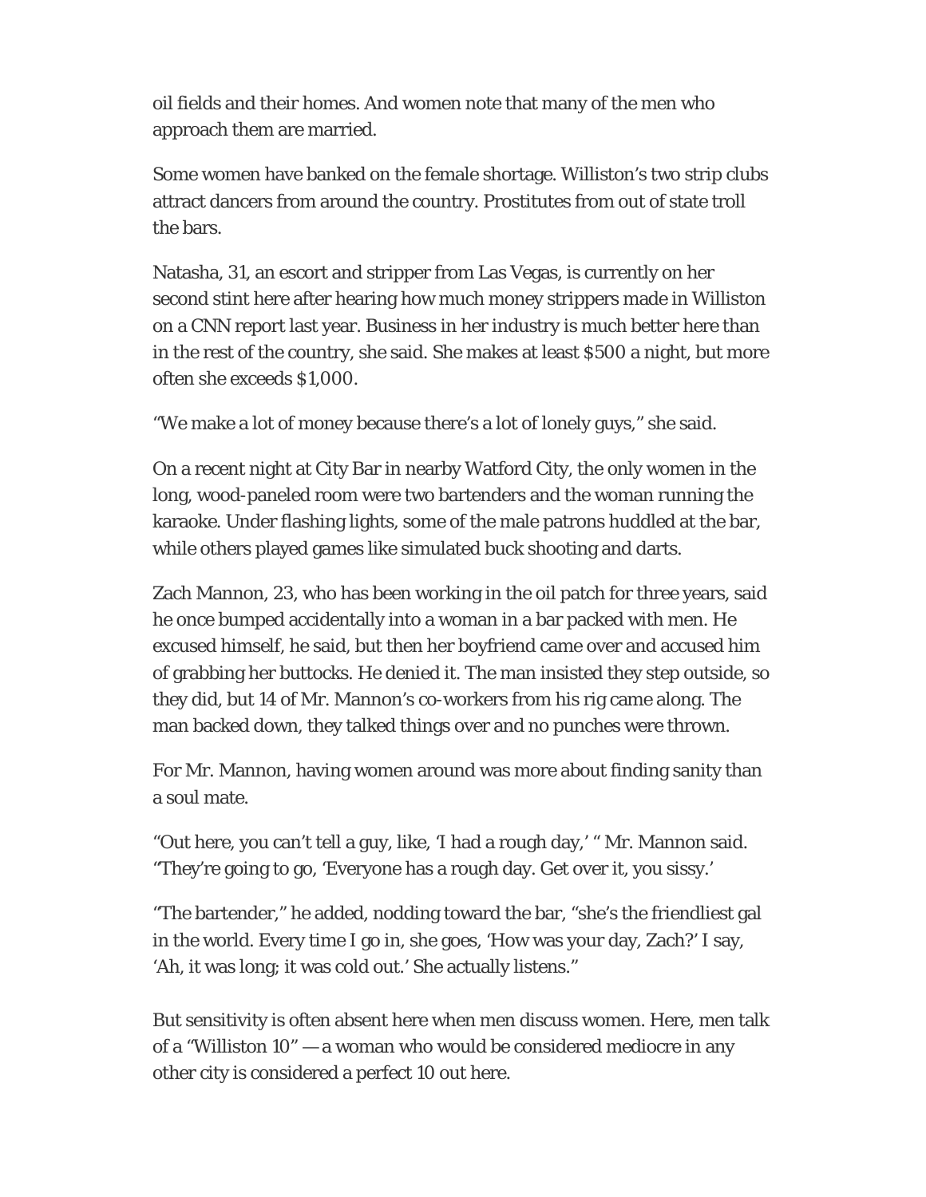oil fields and their homes. And women note that many of the men who approach them are married.

Some women have banked on the female shortage. Williston's two strip clubs attract dancers from around the country. Prostitutes from out of state troll the bars.

Natasha, 31, an escort and stripper from Las Vegas, is currently on her second stint here after hearing how much money strippers made in Williston on a CNN report last year. Business in her industry is much better here than in the rest of the country, she said. She makes at least $500 a night, but more often she exceeds $1,000.

"We make a lot of money because there's a lot of lonely guys," she said.

On a recent night at City Bar in nearby Watford City, the only women in the long, wood-paneled room were two bartenders and the woman running the karaoke. Under flashing lights, some of the male patrons huddled at the bar, while others played games like simulated buck shooting and darts.

Zach Mannon, 23, who has been working in the oil patch for three years, said he once bumped accidentally into a woman in a bar packed with men. He excused himself, he said, but then her boyfriend came over and accused him of grabbing her buttocks. He denied it. The man insisted they step outside, so they did, but 14 of Mr. Mannon's co-workers from his rig came along. The man backed down, they talked things over and no punches were thrown.

For Mr. Mannon, having women around was more about finding sanity than a soul mate.

"Out here, you can't tell a guy, like, 'I had a rough day,' " Mr. Mannon said. "They're going to go, 'Everyone has a rough day. Get over it, you sissy.'

"The bartender," he added, nodding toward the bar, "she's the friendliest gal in the world. Every time I go in, she goes, 'How was your day, Zach?' I say, 'Ah, it was long; it was cold out.' She actually listens."

But sensitivity is often absent here when men discuss women. Here, men talk of a "Williston 10" — a woman who would be considered mediocre in any other city is considered a perfect 10 out here.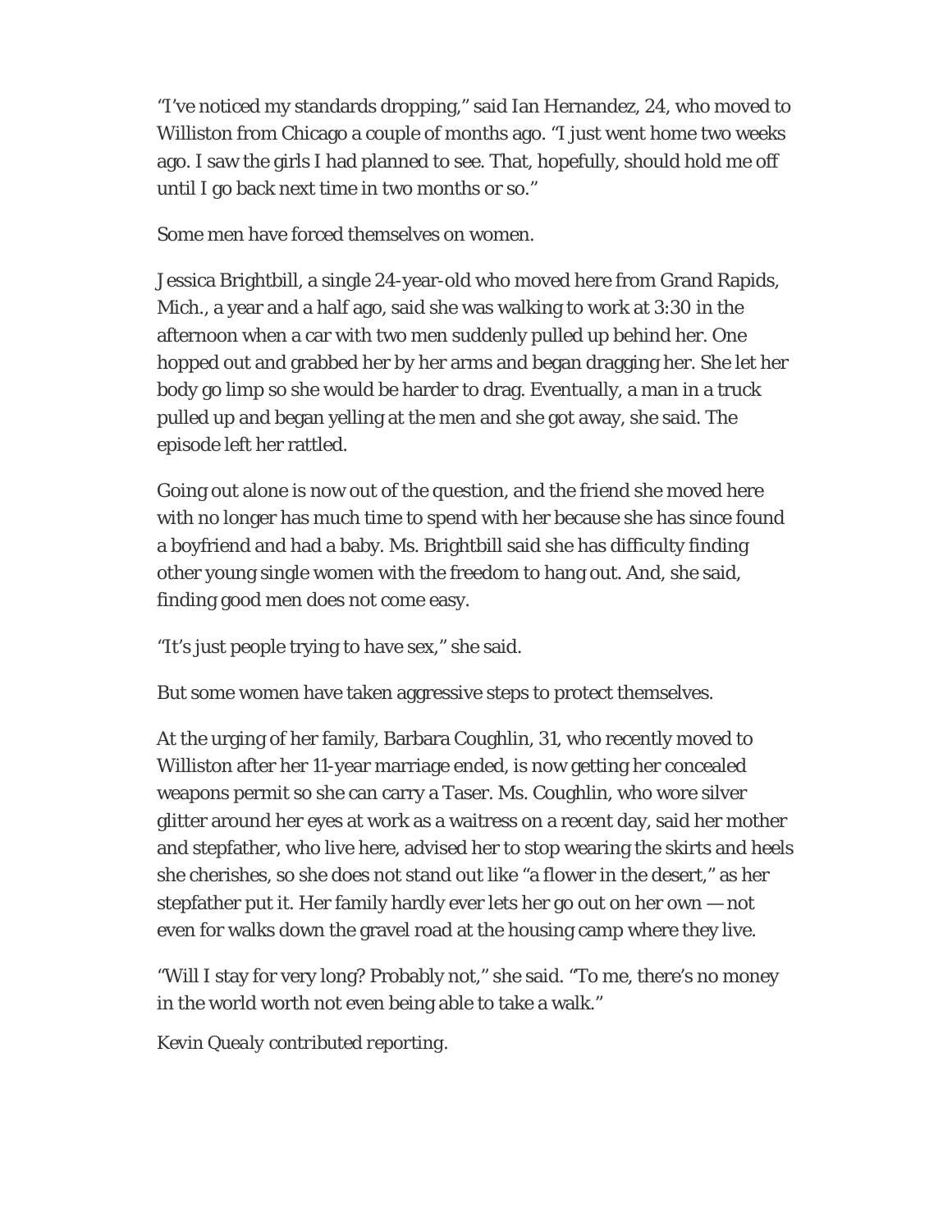"I've noticed my standards dropping," said Ian Hernandez, 24, who moved to Williston from Chicago a couple of months ago. "I just went home two weeks ago. I saw the girls I had planned to see. That, hopefully, should hold me off until I go back next time in two months or so."

Some men have forced themselves on women.

Jessica Brightbill, a single 24-year-old who moved here from Grand Rapids, Mich., a year and a half ago, said she was walking to work at 3:30 in the afternoon when a car with two men suddenly pulled up behind her. One hopped out and grabbed her by her arms and began dragging her. She let her body go limp so she would be harder to drag. Eventually, a man in a truck pulled up and began yelling at the men and she got away, she said. The episode left her rattled.

Going out alone is now out of the question, and the friend she moved here with no longer has much time to spend with her because she has since found a boyfriend and had a baby. Ms. Brightbill said she has difficulty finding other young single women with the freedom to hang out. And, she said, finding good men does not come easy.

"It's just people trying to have sex," she said.

But some women have taken aggressive steps to protect themselves.

At the urging of her family, Barbara Coughlin, 31, who recently moved to Williston after her 11-year marriage ended, is now getting her concealed weapons permit so she can carry a Taser. Ms. Coughlin, who wore silver glitter around her eyes at work as a waitress on a recent day, said her mother and stepfather, who live here, advised her to stop wearing the skirts and heels she cherishes, so she does not stand out like "a flower in the desert," as her stepfather put it. Her family hardly ever lets her go out on her own — not even for walks down the gravel road at the housing camp where they live.

"Will I stay for very long? Probably not," she said. "To me, there's no money in the world worth not even being able to take a walk."

*Kevin Quealy contributed reporting.*